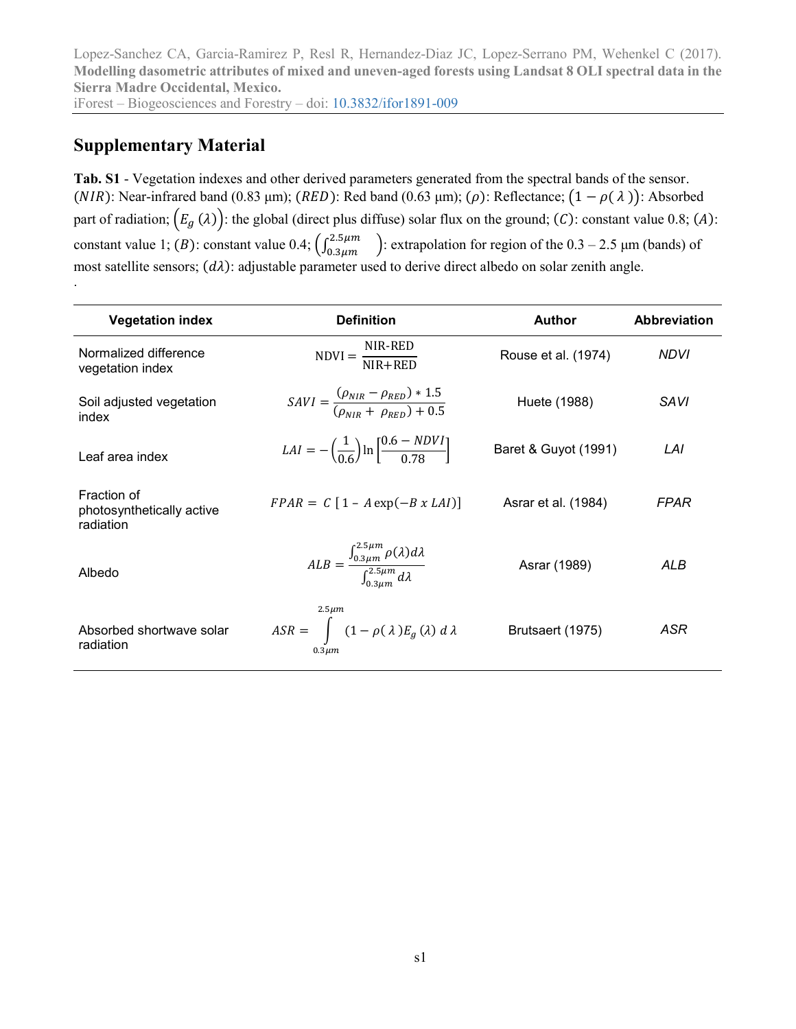Lopez-Sanchez CA, Garcia-Ramirez P, Resl R, Hernandez-Diaz JC, Lopez-Serrano PM, Wehenkel C (2017). **Modelling dasometric attributes of mixed and uneven-aged forests using Landsat 8 OLI spectral data in the Sierra Madre Occidental, Mexico.**
iForest – Biogeosciences and Forestry – doi: 10.3832/ifor1891-009

## Supplementary Material

**Tab. S1** - Vegetation indexes and other derived parameters generated from the spectral bands of the sensor. ($NIR$): Near-infrared band (0.83 µm); ($RED$): Red band (0.63 µm); ($\rho$): Reflectance; $\left(1-\rho(\lambda)\right)$: Absorbed part of radiation; $\left(E_g(\lambda)\right)$: the global (direct plus diffuse) solar flux on the ground; ($C$): constant value 0.8; ($A$): constant value 1; ($B$): constant value 0.4; $\left(\int_{0.3\mu m}^{2.5\mu m}\right)$: extrapolation for region of the 0.3 – 2.5 µm (bands) of most satellite sensors; ($d\lambda$): adjustable parameter used to derive direct albedo on solar zenith angle.

.

| Vegetation index | Definition | Author | Abbreviation |
|---|---|---|---|
| Normalized difference vegetation index | $\mathrm{NDVI}=\dfrac{\mathrm{NIR}-\mathrm{RED}}{\mathrm{NIR}+\mathrm{RED}}$ | Rouse et al. (1974) | *NDVI* |
| Soil adjusted vegetation index | $SAVI=\dfrac{(\rho_{NIR}-\rho_{RED})*1.5}{(\rho_{NIR}+\rho_{RED})+0.5}$ | Huete (1988) | *SAVI* |
| Leaf area index | $LAI=-\left(\dfrac{1}{0.6}\right)\ln\left[\dfrac{0.6-NDVI}{0.78}\right]$ | Baret & Guyot (1991) | *LAI* |
| Fraction of photosynthetically active radiation | $FPAR=C\left[1-A\exp(-B\ x\ LAI)\right]$ | Asrar et al. (1984) | *FPAR* |
| Albedo | $ALB=\dfrac{\int_{0.3\mu m}^{2.5\mu m}\rho(\lambda)d\lambda}{\int_{0.3\mu m}^{2.5\mu m}d\lambda}$ | Asrar (1989) | *ALB* |
| Absorbed shortwave solar radiation | $ASR=\int_{0.3\mu m}^{2.5\mu m}(1-\rho(\lambda)E_g(\lambda)\ d\lambda$ | Brutsaert (1975) | *ASR* |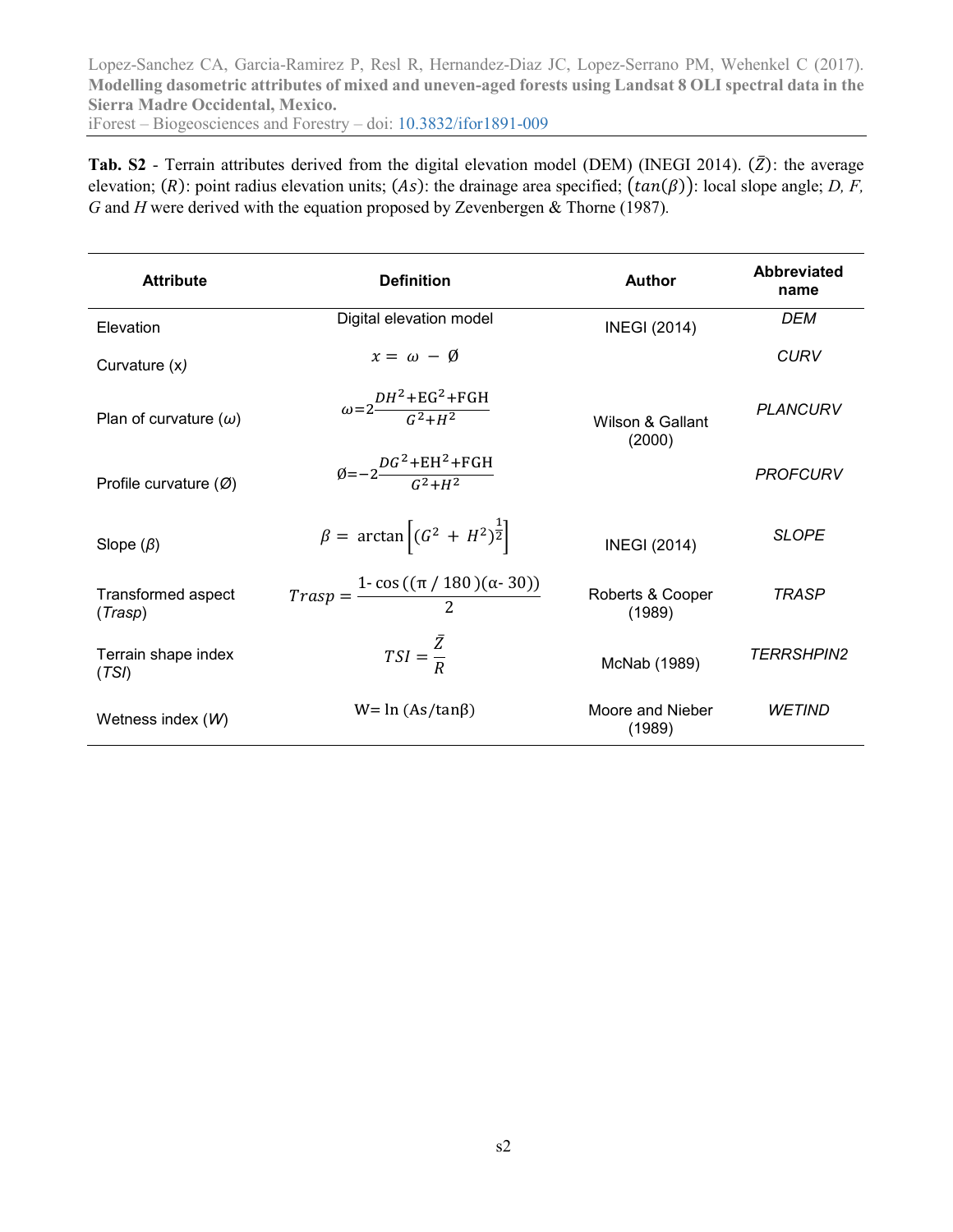**Tab. S2** - Terrain attributes derived from the digital elevation model (DEM) (INEGI 2014). $(\bar{Z})$: the average elevation; $(R)$: point radius elevation units; $(As)$: the drainage area specified; $(tan(\beta))$: local slope angle; *D, F, G* and *H* were derived with the equation proposed by Zevenbergen & Thorne (1987).

| Attribute | Definition | Author | Abbreviated name |
|---|---|---|---|
| Elevation | Digital elevation model | INEGI (2014) | *DEM* |
| Curvature (x) | $x = \omega - \emptyset$ | | *CURV* |
| Plan of curvature ($\omega$) | $\omega = 2\frac{DH^2+EG^2+FGH}{G^2+H^2}$ | Wilson & Gallant (2000) | *PLANCURV* |
| Profile curvature ($\emptyset$) | $\emptyset = -2\frac{DG^2+EH^2+FGH}{G^2+H^2}$ | | *PROFCURV* |
| Slope ($\beta$) | $\beta = \arctan\left[(G^2 + H^2)^{\frac{1}{2}}\right]$ | INEGI (2014) | *SLOPE* |
| Transformed aspect (*Trasp*) | $Trasp = \frac{1-\cos((\pi/180)(\alpha-30))}{2}$ | Roberts & Cooper (1989) | *TRASP* |
| Terrain shape index (*TSI*) | $TSI = \frac{\bar{Z}}{R}$ | McNab (1989) | *TERRSHPIN2* |
| Wetness index (*W*) | $W = \ln(As/\tan\beta)$ | Moore and Nieber (1989) | *WETIND* |